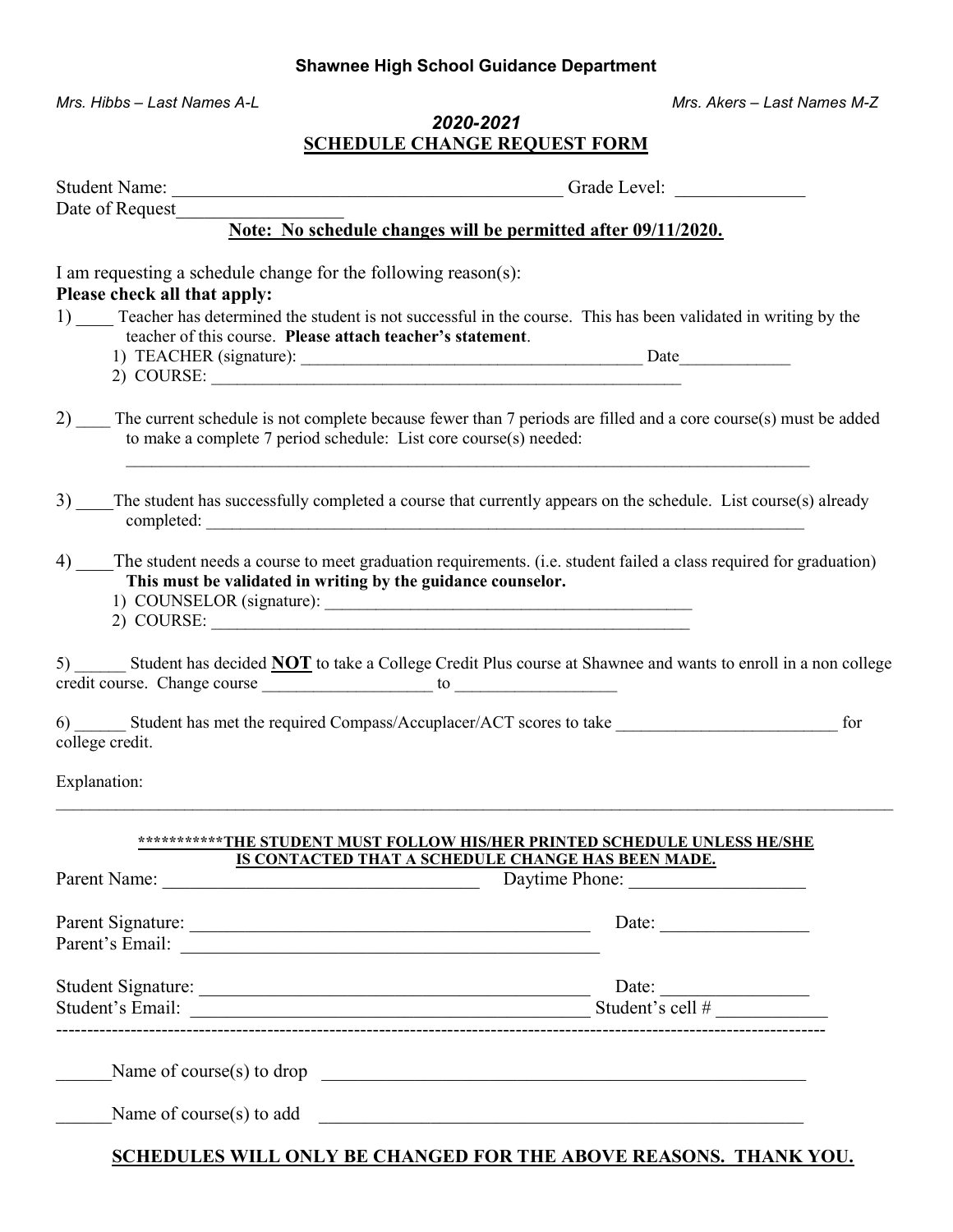**Shawnee High School Guidance Department**

*Mrs. Hibbs – Last Names A-L* *Mrs. Akers – Last Names M-Z*

***2020-2021***

**SCHEDULE CHANGE REQUEST FORM**

Student Name: ___________________________________________ Grade Level: ______________

Date of Request__________________

**Note: No schedule changes will be permitted after 09/11/2020.**

I am requesting a schedule change for the following reason(s):

**Please check all that apply:**

1) ____ Teacher has determined the student is not successful in the course. This has been validated in writing by the teacher of this course. **Please attach teacher's statement**.

   1) TEACHER (signature): ________________________________________ Date_____________

   2) COURSE: _________________________________________________________

2) ____ The current schedule is not complete because fewer than 7 periods are filled and a core course(s) must be added to make a complete 7 period schedule: List core course(s) needed:

   ________________________________________________________________________________

3) ____The student has successfully completed a course that currently appears on the schedule. List course(s) already completed: ______________________________________________________________________

4) ____The student needs a course to meet graduation requirements. (i.e. student failed a class required for graduation) **This must be validated in writing by the guidance counselor.**

   1) COUNSELOR (signature): ____________________________________________

   2) COURSE: _________________________________________________________

5) ______ Student has decided **NOT** to take a College Credit Plus course at Shawnee and wants to enroll in a non college credit course. Change course ____________________ to __________________

6) ______ Student has met the required Compass/Accuplacer/ACT scores to take _________________________ for college credit.

Explanation:

_____________________________________________________________________________________________

**\*\*\*\*\*\*\*\*\*\*\*THE STUDENT MUST FOLLOW HIS/HER PRINTED SCHEDULE UNLESS HE/SHE IS CONTACTED THAT A SCHEDULE CHANGE HAS BEEN MADE.**

Parent Name: ___________________________________ Daytime Phone: ___________________

Parent Signature: ____________________________________________ Date: ________________

Parent's Email: ______________________________________________

Student Signature: ___________________________________________ Date: ________________

Student's Email: _____________________________________________ Student's cell # ____________

---

______Name of course(s) to drop _______________________________________________________

______Name of course(s) to add _______________________________________________________

**SCHEDULES WILL ONLY BE CHANGED FOR THE ABOVE REASONS. THANK YOU.**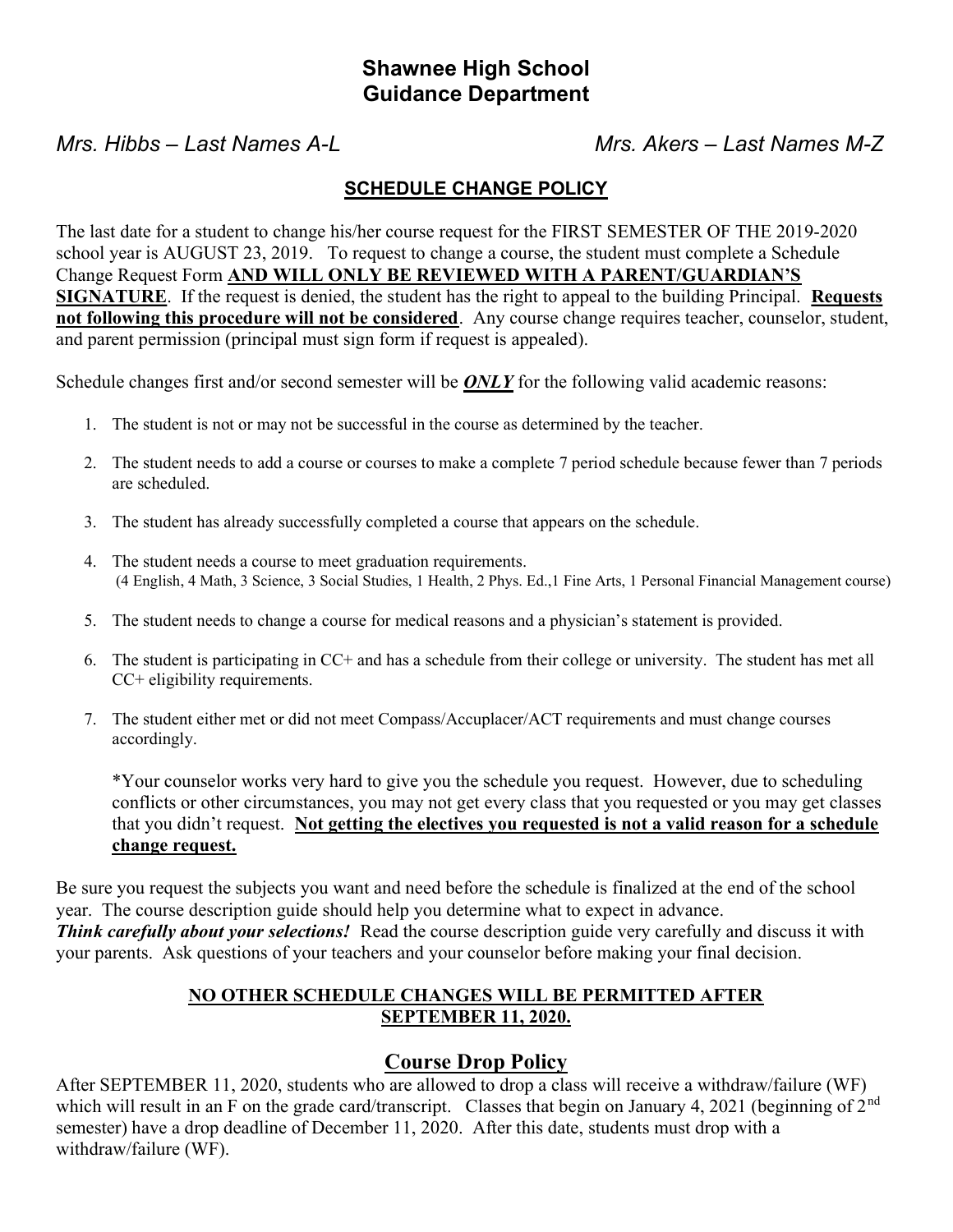# Shawnee High School
# Guidance Department

*Mrs. Hibbs – Last Names A-L* *Mrs. Akers – Last Names M-Z*

## SCHEDULE CHANGE POLICY

The last date for a student to change his/her course request for the FIRST SEMESTER OF THE 2019-2020 school year is AUGUST 23, 2019. To request to change a course, the student must complete a Schedule Change Request Form **AND WILL ONLY BE REVIEWED WITH A PARENT/GUARDIAN'S SIGNATURE**. If the request is denied, the student has the right to appeal to the building Principal. **Requests not following this procedure will not be considered**. Any course change requires teacher, counselor, student, and parent permission (principal must sign form if request is appealed).

Schedule changes first and/or second semester will be ***ONLY*** for the following valid academic reasons:

1. The student is not or may not be successful in the course as determined by the teacher.
2. The student needs to add a course or courses to make a complete 7 period schedule because fewer than 7 periods are scheduled.
3. The student has already successfully completed a course that appears on the schedule.
4. The student needs a course to meet graduation requirements.
   (4 English, 4 Math, 3 Science, 3 Social Studies, 1 Health, 2 Phys. Ed.,1 Fine Arts, 1 Personal Financial Management course)
5. The student needs to change a course for medical reasons and a physician's statement is provided.
6. The student is participating in CC+ and has a schedule from their college or university. The student has met all CC+ eligibility requirements.
7. The student either met or did not meet Compass/Accuplacer/ACT requirements and must change courses accordingly.

   *Your counselor works very hard to give you the schedule you request. However, due to scheduling conflicts or other circumstances, you may not get every class that you requested or you may get classes that you didn't request. **Not getting the electives you requested is not a valid reason for a schedule change request.**

Be sure you request the subjects you want and need before the schedule is finalized at the end of the school year. The course description guide should help you determine what to expect in advance.
***Think carefully about your selections!*** Read the course description guide very carefully and discuss it with your parents. Ask questions of your teachers and your counselor before making your final decision.

**NO OTHER SCHEDULE CHANGES WILL BE PERMITTED AFTER SEPTEMBER 11, 2020.**

## Course Drop Policy

After SEPTEMBER 11, 2020, students who are allowed to drop a class will receive a withdraw/failure (WF) which will result in an F on the grade card/transcript. Classes that begin on January 4, 2021 (beginning of 2nd semester) have a drop deadline of December 11, 2020. After this date, students must drop with a withdraw/failure (WF).